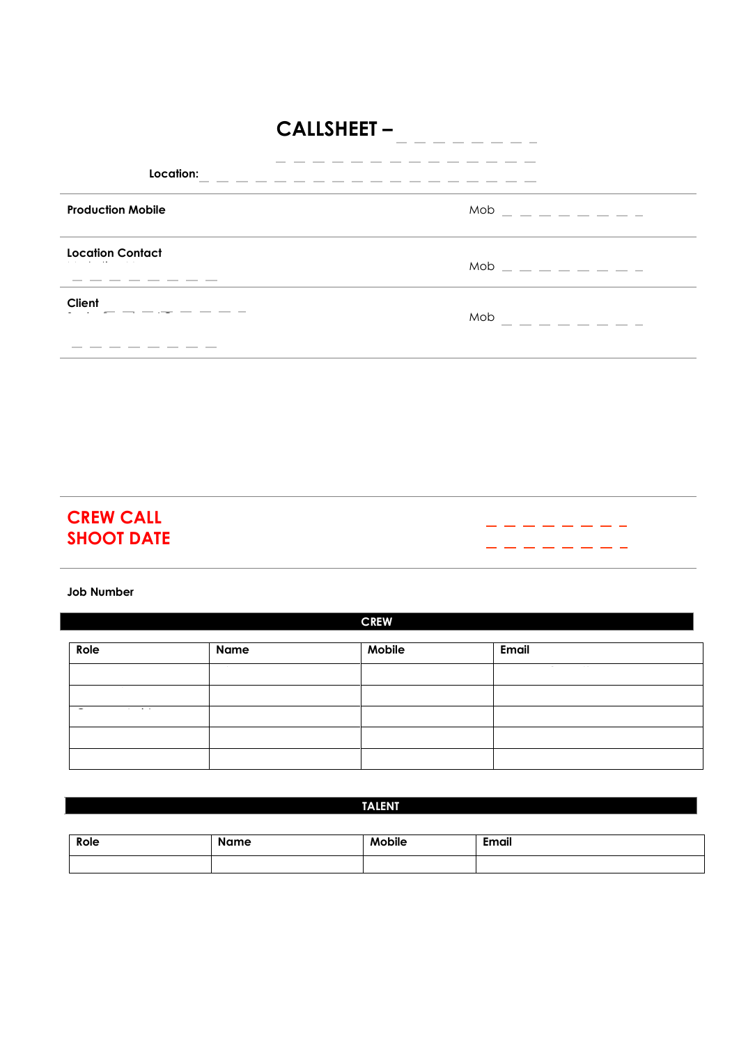# CALLSHEET – _ _ _ _ _ _ _ _

_ _ _ _ _ _ _ _ _ _ _ _ _ _

**Location:** _ _ _ _ _ _ _ _ _ _ _ _ _ _ _ _ _ _

**Production Mobile** Mob _ _ _ _ _ _ _ _ _

**Location Contact**
_ _ _ _ _ _ _ _ _ Mob _ _ _ _ _ _ _ _ _

**Client** _ _ _ _ _ _ _ _ Mob _ _ _ _ _ _ _ _ _

_ _ _ _ _ _ _ _ _

**CREW CALL** _ _ _ _ _ _ _ _

**SHOOT DATE** _ _ _ _ _ _ _ _

**Job Number**

## CREW

| Role | Name | Mobile | Email |
|---|---|---|---|
| | | | |
| | | | |
| | | | |
| | | | |
| | | | |

## TALENT

| Role | Name | Mobile | Email |
|---|---|---|---|
| | | | |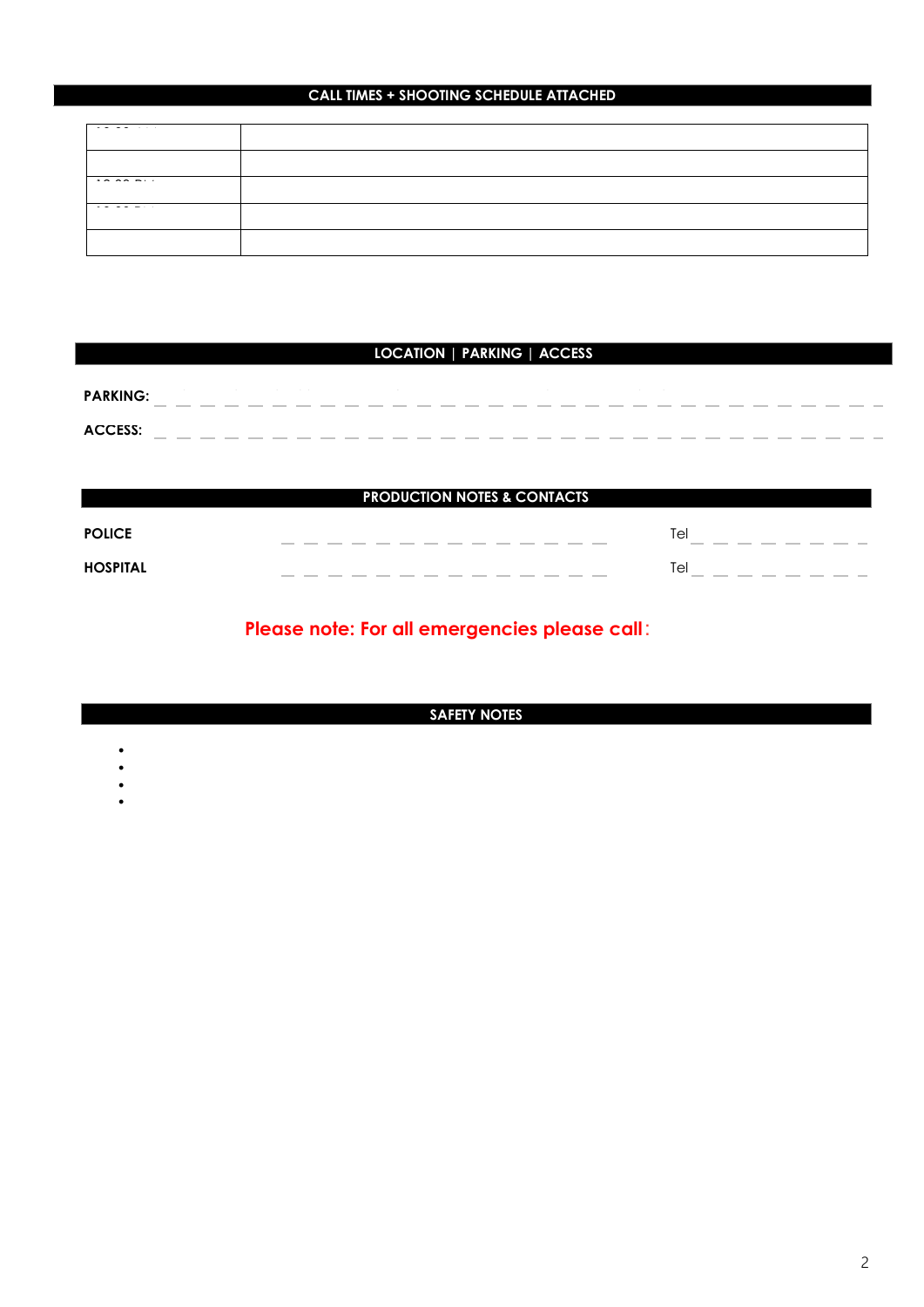## CALL TIMES + SHOOTING SCHEDULE ATTACHED

| | |
|---|---|
| | |
| | |
| | |
| | |
| | |

## LOCATION | PARKING | ACCESS

**PARKING:** _ _ _ _ _ _ _ _ _ _ _ _ _ _ _ _ _ _ _ _ _ _ _ _ _ _ _ _ _ _ _

**ACCESS:** _ _ _ _ _ _ _ _ _ _ _ _ _ _ _ _ _ _ _ _ _ _ _ _ _ _ _ _ _ _ _

## PRODUCTION NOTES & CONTACTS

**POLICE** _ _ _ _ _ _ _ _ _ _ _ _ _ _ Tel _ _ _ _ _ _ _ _

**HOSPITAL** _ _ _ _ _ _ _ _ _ _ _ _ _ _ Tel _ _ _ _ _ _ _ _

**Please note: For all emergencies please call:**

## SAFETY NOTES

- 
- 
- 
-